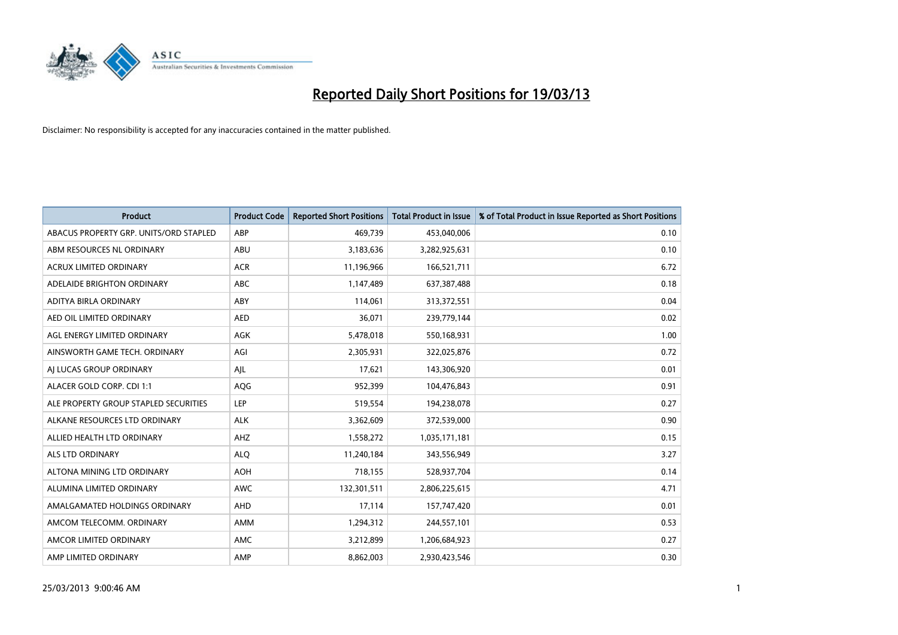# Reported Daily Short Positions for 19/03/13

Disclaimer: No responsibility is accepted for any inaccuracies contained in the matter published.

| Product | Product Code | Reported Short Positions | Total Product in Issue | % of Total Product in Issue Reported as Short Positions |
|---|---|---|---|---|
| ABACUS PROPERTY GRP. UNITS/ORD STAPLED | ABP | 469,739 | 453,040,006 | 0.10 |
| ABM RESOURCES NL ORDINARY | ABU | 3,183,636 | 3,282,925,631 | 0.10 |
| ACRUX LIMITED ORDINARY | ACR | 11,196,966 | 166,521,711 | 6.72 |
| ADELAIDE BRIGHTON ORDINARY | ABC | 1,147,489 | 637,387,488 | 0.18 |
| ADITYA BIRLA ORDINARY | ABY | 114,061 | 313,372,551 | 0.04 |
| AED OIL LIMITED ORDINARY | AED | 36,071 | 239,779,144 | 0.02 |
| AGL ENERGY LIMITED ORDINARY | AGK | 5,478,018 | 550,168,931 | 1.00 |
| AINSWORTH GAME TECH. ORDINARY | AGI | 2,305,931 | 322,025,876 | 0.72 |
| AJ LUCAS GROUP ORDINARY | AJL | 17,621 | 143,306,920 | 0.01 |
| ALACER GOLD CORP. CDI 1:1 | AQG | 952,399 | 104,476,843 | 0.91 |
| ALE PROPERTY GROUP STAPLED SECURITIES | LEP | 519,554 | 194,238,078 | 0.27 |
| ALKANE RESOURCES LTD ORDINARY | ALK | 3,362,609 | 372,539,000 | 0.90 |
| ALLIED HEALTH LTD ORDINARY | AHZ | 1,558,272 | 1,035,171,181 | 0.15 |
| ALS LTD ORDINARY | ALQ | 11,240,184 | 343,556,949 | 3.27 |
| ALTONA MINING LTD ORDINARY | AOH | 718,155 | 528,937,704 | 0.14 |
| ALUMINA LIMITED ORDINARY | AWC | 132,301,511 | 2,806,225,615 | 4.71 |
| AMALGAMATED HOLDINGS ORDINARY | AHD | 17,114 | 157,747,420 | 0.01 |
| AMCOM TELECOMM. ORDINARY | AMM | 1,294,312 | 244,557,101 | 0.53 |
| AMCOR LIMITED ORDINARY | AMC | 3,212,899 | 1,206,684,923 | 0.27 |
| AMP LIMITED ORDINARY | AMP | 8,862,003 | 2,930,423,546 | 0.30 |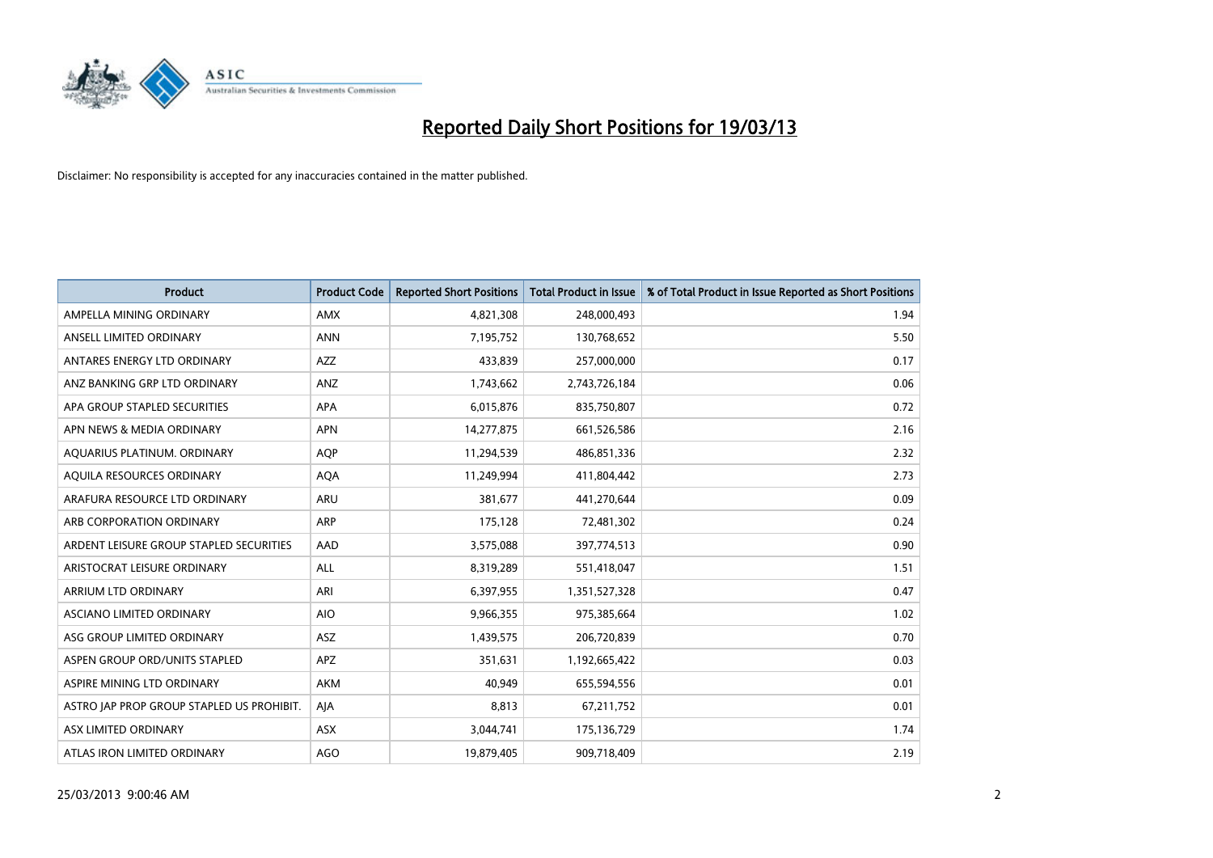# Reported Daily Short Positions for 19/03/13

Disclaimer: No responsibility is accepted for any inaccuracies contained in the matter published.

| Product | Product Code | Reported Short Positions | Total Product in Issue | % of Total Product in Issue Reported as Short Positions |
|---|---|---|---|---|
| AMPELLA MINING ORDINARY | AMX | 4,821,308 | 248,000,493 | 1.94 |
| ANSELL LIMITED ORDINARY | ANN | 7,195,752 | 130,768,652 | 5.50 |
| ANTARES ENERGY LTD ORDINARY | AZZ | 433,839 | 257,000,000 | 0.17 |
| ANZ BANKING GRP LTD ORDINARY | ANZ | 1,743,662 | 2,743,726,184 | 0.06 |
| APA GROUP STAPLED SECURITIES | APA | 6,015,876 | 835,750,807 | 0.72 |
| APN NEWS & MEDIA ORDINARY | APN | 14,277,875 | 661,526,586 | 2.16 |
| AQUARIUS PLATINUM. ORDINARY | AQP | 11,294,539 | 486,851,336 | 2.32 |
| AQUILA RESOURCES ORDINARY | AQA | 11,249,994 | 411,804,442 | 2.73 |
| ARAFURA RESOURCE LTD ORDINARY | ARU | 381,677 | 441,270,644 | 0.09 |
| ARB CORPORATION ORDINARY | ARP | 175,128 | 72,481,302 | 0.24 |
| ARDENT LEISURE GROUP STAPLED SECURITIES | AAD | 3,575,088 | 397,774,513 | 0.90 |
| ARISTOCRAT LEISURE ORDINARY | ALL | 8,319,289 | 551,418,047 | 1.51 |
| ARRIUM LTD ORDINARY | ARI | 6,397,955 | 1,351,527,328 | 0.47 |
| ASCIANO LIMITED ORDINARY | AIO | 9,966,355 | 975,385,664 | 1.02 |
| ASG GROUP LIMITED ORDINARY | ASZ | 1,439,575 | 206,720,839 | 0.70 |
| ASPEN GROUP ORD/UNITS STAPLED | APZ | 351,631 | 1,192,665,422 | 0.03 |
| ASPIRE MINING LTD ORDINARY | AKM | 40,949 | 655,594,556 | 0.01 |
| ASTRO JAP PROP GROUP STAPLED US PROHIBIT. | AJA | 8,813 | 67,211,752 | 0.01 |
| ASX LIMITED ORDINARY | ASX | 3,044,741 | 175,136,729 | 1.74 |
| ATLAS IRON LIMITED ORDINARY | AGO | 19,879,405 | 909,718,409 | 2.19 |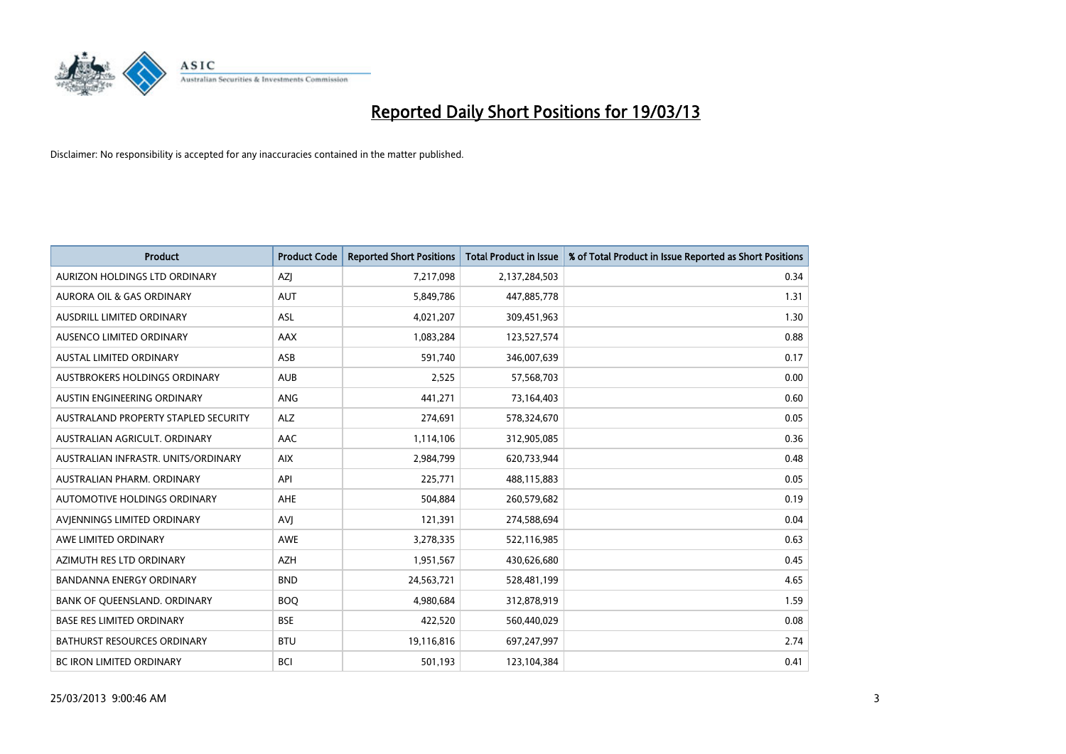# Reported Daily Short Positions for 19/03/13

Disclaimer: No responsibility is accepted for any inaccuracies contained in the matter published.

| Product | Product Code | Reported Short Positions | Total Product in Issue | % of Total Product in Issue Reported as Short Positions |
|---|---|---|---|---|
| AURIZON HOLDINGS LTD ORDINARY | AZJ | 7,217,098 | 2,137,284,503 | 0.34 |
| AURORA OIL & GAS ORDINARY | AUT | 5,849,786 | 447,885,778 | 1.31 |
| AUSDRILL LIMITED ORDINARY | ASL | 4,021,207 | 309,451,963 | 1.30 |
| AUSENCO LIMITED ORDINARY | AAX | 1,083,284 | 123,527,574 | 0.88 |
| AUSTAL LIMITED ORDINARY | ASB | 591,740 | 346,007,639 | 0.17 |
| AUSTBROKERS HOLDINGS ORDINARY | AUB | 2,525 | 57,568,703 | 0.00 |
| AUSTIN ENGINEERING ORDINARY | ANG | 441,271 | 73,164,403 | 0.60 |
| AUSTRALAND PROPERTY STAPLED SECURITY | ALZ | 274,691 | 578,324,670 | 0.05 |
| AUSTRALIAN AGRICULT. ORDINARY | AAC | 1,114,106 | 312,905,085 | 0.36 |
| AUSTRALIAN INFRASTR. UNITS/ORDINARY | AIX | 2,984,799 | 620,733,944 | 0.48 |
| AUSTRALIAN PHARM. ORDINARY | API | 225,771 | 488,115,883 | 0.05 |
| AUTOMOTIVE HOLDINGS ORDINARY | AHE | 504,884 | 260,579,682 | 0.19 |
| AVJENNINGS LIMITED ORDINARY | AVJ | 121,391 | 274,588,694 | 0.04 |
| AWE LIMITED ORDINARY | AWE | 3,278,335 | 522,116,985 | 0.63 |
| AZIMUTH RES LTD ORDINARY | AZH | 1,951,567 | 430,626,680 | 0.45 |
| BANDANNA ENERGY ORDINARY | BND | 24,563,721 | 528,481,199 | 4.65 |
| BANK OF QUEENSLAND. ORDINARY | BOQ | 4,980,684 | 312,878,919 | 1.59 |
| BASE RES LIMITED ORDINARY | BSE | 422,520 | 560,440,029 | 0.08 |
| BATHURST RESOURCES ORDINARY | BTU | 19,116,816 | 697,247,997 | 2.74 |
| BC IRON LIMITED ORDINARY | BCI | 501,193 | 123,104,384 | 0.41 |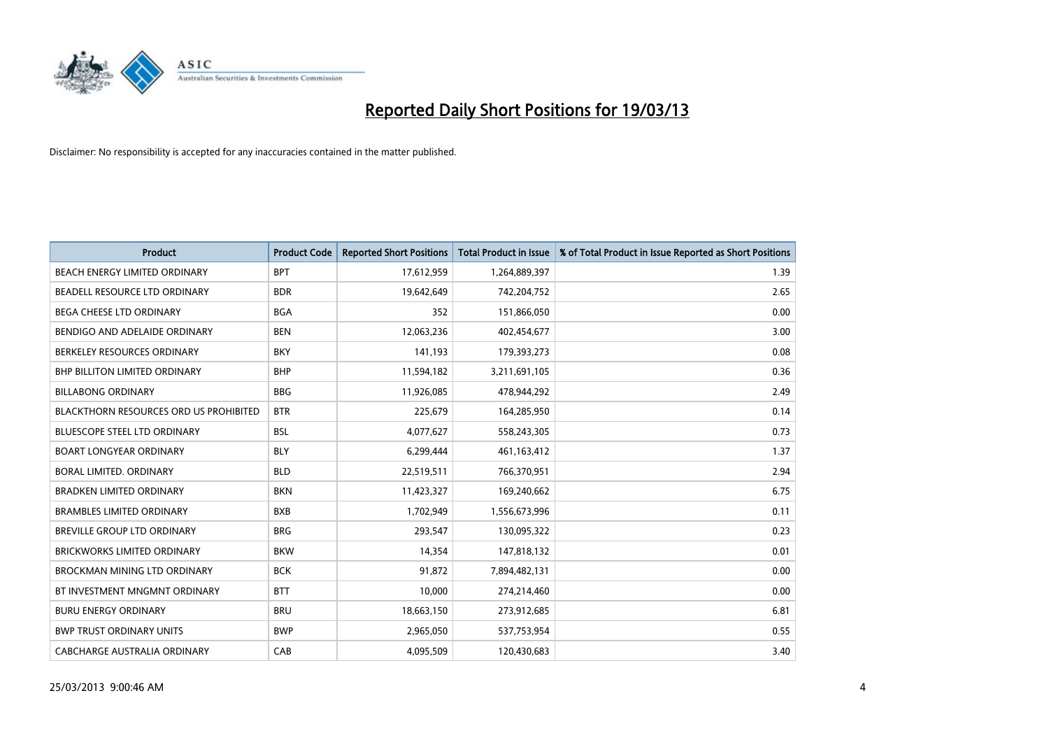# Reported Daily Short Positions for 19/03/13

Disclaimer: No responsibility is accepted for any inaccuracies contained in the matter published.

| Product | Product Code | Reported Short Positions | Total Product in Issue | % of Total Product in Issue Reported as Short Positions |
|---|---|---|---|---|
| BEACH ENERGY LIMITED ORDINARY | BPT | 17,612,959 | 1,264,889,397 | 1.39 |
| BEADELL RESOURCE LTD ORDINARY | BDR | 19,642,649 | 742,204,752 | 2.65 |
| BEGA CHEESE LTD ORDINARY | BGA | 352 | 151,866,050 | 0.00 |
| BENDIGO AND ADELAIDE ORDINARY | BEN | 12,063,236 | 402,454,677 | 3.00 |
| BERKELEY RESOURCES ORDINARY | BKY | 141,193 | 179,393,273 | 0.08 |
| BHP BILLITON LIMITED ORDINARY | BHP | 11,594,182 | 3,211,691,105 | 0.36 |
| BILLABONG ORDINARY | BBG | 11,926,085 | 478,944,292 | 2.49 |
| BLACKTHORN RESOURCES ORD US PROHIBITED | BTR | 225,679 | 164,285,950 | 0.14 |
| BLUESCOPE STEEL LTD ORDINARY | BSL | 4,077,627 | 558,243,305 | 0.73 |
| BOART LONGYEAR ORDINARY | BLY | 6,299,444 | 461,163,412 | 1.37 |
| BORAL LIMITED. ORDINARY | BLD | 22,519,511 | 766,370,951 | 2.94 |
| BRADKEN LIMITED ORDINARY | BKN | 11,423,327 | 169,240,662 | 6.75 |
| BRAMBLES LIMITED ORDINARY | BXB | 1,702,949 | 1,556,673,996 | 0.11 |
| BREVILLE GROUP LTD ORDINARY | BRG | 293,547 | 130,095,322 | 0.23 |
| BRICKWORKS LIMITED ORDINARY | BKW | 14,354 | 147,818,132 | 0.01 |
| BROCKMAN MINING LTD ORDINARY | BCK | 91,872 | 7,894,482,131 | 0.00 |
| BT INVESTMENT MNGMNT ORDINARY | BTT | 10,000 | 274,214,460 | 0.00 |
| BURU ENERGY ORDINARY | BRU | 18,663,150 | 273,912,685 | 6.81 |
| BWP TRUST ORDINARY UNITS | BWP | 2,965,050 | 537,753,954 | 0.55 |
| CABCHARGE AUSTRALIA ORDINARY | CAB | 4,095,509 | 120,430,683 | 3.40 |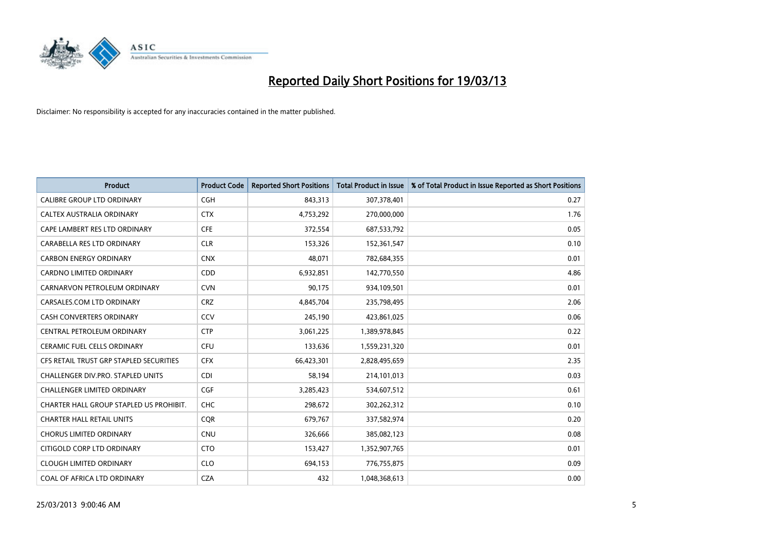# Reported Daily Short Positions for 19/03/13

Disclaimer: No responsibility is accepted for any inaccuracies contained in the matter published.

| Product | Product Code | Reported Short Positions | Total Product in Issue | % of Total Product in Issue Reported as Short Positions |
|---|---|---|---|---|
| CALIBRE GROUP LTD ORDINARY | CGH | 843,313 | 307,378,401 | 0.27 |
| CALTEX AUSTRALIA ORDINARY | CTX | 4,753,292 | 270,000,000 | 1.76 |
| CAPE LAMBERT RES LTD ORDINARY | CFE | 372,554 | 687,533,792 | 0.05 |
| CARABELLA RES LTD ORDINARY | CLR | 153,326 | 152,361,547 | 0.10 |
| CARBON ENERGY ORDINARY | CNX | 48,071 | 782,684,355 | 0.01 |
| CARDNO LIMITED ORDINARY | CDD | 6,932,851 | 142,770,550 | 4.86 |
| CARNARVON PETROLEUM ORDINARY | CVN | 90,175 | 934,109,501 | 0.01 |
| CARSALES.COM LTD ORDINARY | CRZ | 4,845,704 | 235,798,495 | 2.06 |
| CASH CONVERTERS ORDINARY | CCV | 245,190 | 423,861,025 | 0.06 |
| CENTRAL PETROLEUM ORDINARY | CTP | 3,061,225 | 1,389,978,845 | 0.22 |
| CERAMIC FUEL CELLS ORDINARY | CFU | 133,636 | 1,559,231,320 | 0.01 |
| CFS RETAIL TRUST GRP STAPLED SECURITIES | CFX | 66,423,301 | 2,828,495,659 | 2.35 |
| CHALLENGER DIV.PRO. STAPLED UNITS | CDI | 58,194 | 214,101,013 | 0.03 |
| CHALLENGER LIMITED ORDINARY | CGF | 3,285,423 | 534,607,512 | 0.61 |
| CHARTER HALL GROUP STAPLED US PROHIBIT. | CHC | 298,672 | 302,262,312 | 0.10 |
| CHARTER HALL RETAIL UNITS | CQR | 679,767 | 337,582,974 | 0.20 |
| CHORUS LIMITED ORDINARY | CNU | 326,666 | 385,082,123 | 0.08 |
| CITIGOLD CORP LTD ORDINARY | CTO | 153,427 | 1,352,907,765 | 0.01 |
| CLOUGH LIMITED ORDINARY | CLO | 694,153 | 776,755,875 | 0.09 |
| COAL OF AFRICA LTD ORDINARY | CZA | 432 | 1,048,368,613 | 0.00 |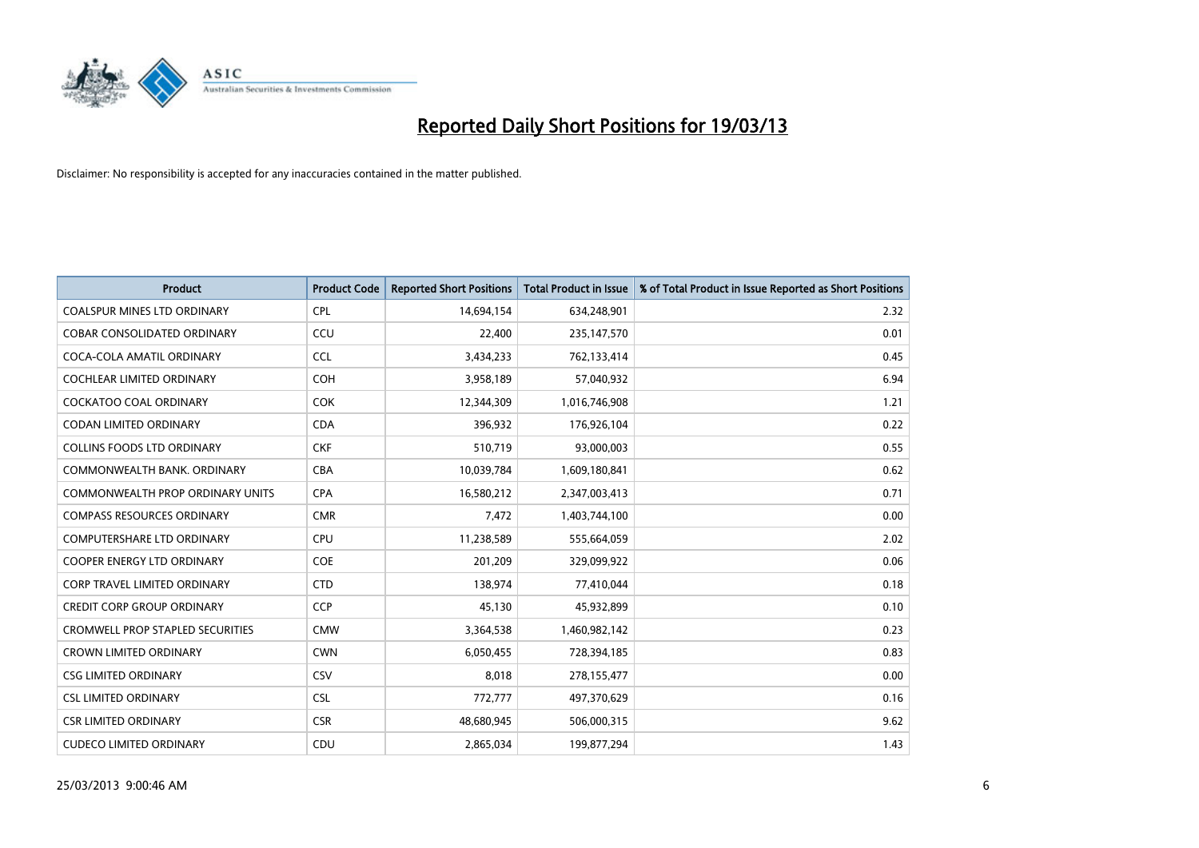# Reported Daily Short Positions for 19/03/13

Disclaimer: No responsibility is accepted for any inaccuracies contained in the matter published.

| Product | Product Code | Reported Short Positions | Total Product in Issue | % of Total Product in Issue Reported as Short Positions |
|---|---|---|---|---|
| COALSPUR MINES LTD ORDINARY | CPL | 14,694,154 | 634,248,901 | 2.32 |
| COBAR CONSOLIDATED ORDINARY | CCU | 22,400 | 235,147,570 | 0.01 |
| COCA-COLA AMATIL ORDINARY | CCL | 3,434,233 | 762,133,414 | 0.45 |
| COCHLEAR LIMITED ORDINARY | COH | 3,958,189 | 57,040,932 | 6.94 |
| COCKATOO COAL ORDINARY | COK | 12,344,309 | 1,016,746,908 | 1.21 |
| CODAN LIMITED ORDINARY | CDA | 396,932 | 176,926,104 | 0.22 |
| COLLINS FOODS LTD ORDINARY | CKF | 510,719 | 93,000,003 | 0.55 |
| COMMONWEALTH BANK. ORDINARY | CBA | 10,039,784 | 1,609,180,841 | 0.62 |
| COMMONWEALTH PROP ORDINARY UNITS | CPA | 16,580,212 | 2,347,003,413 | 0.71 |
| COMPASS RESOURCES ORDINARY | CMR | 7,472 | 1,403,744,100 | 0.00 |
| COMPUTERSHARE LTD ORDINARY | CPU | 11,238,589 | 555,664,059 | 2.02 |
| COOPER ENERGY LTD ORDINARY | COE | 201,209 | 329,099,922 | 0.06 |
| CORP TRAVEL LIMITED ORDINARY | CTD | 138,974 | 77,410,044 | 0.18 |
| CREDIT CORP GROUP ORDINARY | CCP | 45,130 | 45,932,899 | 0.10 |
| CROMWELL PROP STAPLED SECURITIES | CMW | 3,364,538 | 1,460,982,142 | 0.23 |
| CROWN LIMITED ORDINARY | CWN | 6,050,455 | 728,394,185 | 0.83 |
| CSG LIMITED ORDINARY | CSV | 8,018 | 278,155,477 | 0.00 |
| CSL LIMITED ORDINARY | CSL | 772,777 | 497,370,629 | 0.16 |
| CSR LIMITED ORDINARY | CSR | 48,680,945 | 506,000,315 | 9.62 |
| CUDECO LIMITED ORDINARY | CDU | 2,865,034 | 199,877,294 | 1.43 |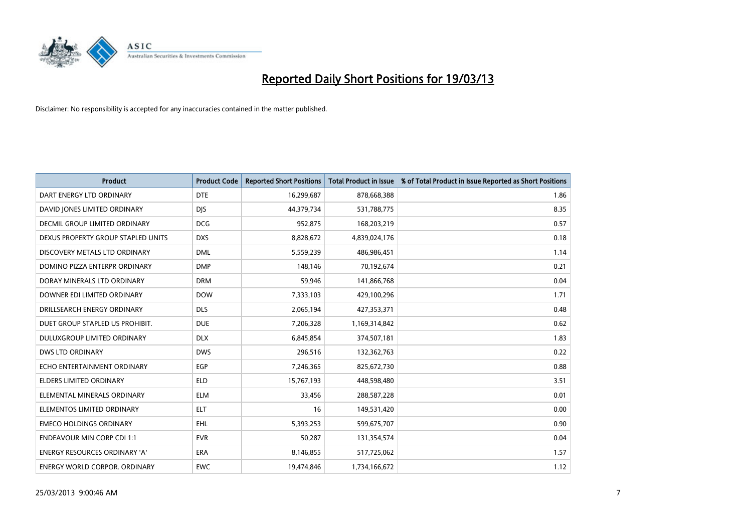# Reported Daily Short Positions for 19/03/13

Disclaimer: No responsibility is accepted for any inaccuracies contained in the matter published.

| Product | Product Code | Reported Short Positions | Total Product in Issue | % of Total Product in Issue Reported as Short Positions |
|---|---|---|---|---|
| DART ENERGY LTD ORDINARY | DTE | 16,299,687 | 878,668,388 | 1.86 |
| DAVID JONES LIMITED ORDINARY | DJS | 44,379,734 | 531,788,775 | 8.35 |
| DECMIL GROUP LIMITED ORDINARY | DCG | 952,875 | 168,203,219 | 0.57 |
| DEXUS PROPERTY GROUP STAPLED UNITS | DXS | 8,828,672 | 4,839,024,176 | 0.18 |
| DISCOVERY METALS LTD ORDINARY | DML | 5,559,239 | 486,986,451 | 1.14 |
| DOMINO PIZZA ENTERPR ORDINARY | DMP | 148,146 | 70,192,674 | 0.21 |
| DORAY MINERALS LTD ORDINARY | DRM | 59,946 | 141,866,768 | 0.04 |
| DOWNER EDI LIMITED ORDINARY | DOW | 7,333,103 | 429,100,296 | 1.71 |
| DRILLSEARCH ENERGY ORDINARY | DLS | 2,065,194 | 427,353,371 | 0.48 |
| DUET GROUP STAPLED US PROHIBIT. | DUE | 7,206,328 | 1,169,314,842 | 0.62 |
| DULUXGROUP LIMITED ORDINARY | DLX | 6,845,854 | 374,507,181 | 1.83 |
| DWS LTD ORDINARY | DWS | 296,516 | 132,362,763 | 0.22 |
| ECHO ENTERTAINMENT ORDINARY | EGP | 7,246,365 | 825,672,730 | 0.88 |
| ELDERS LIMITED ORDINARY | ELD | 15,767,193 | 448,598,480 | 3.51 |
| ELEMENTAL MINERALS ORDINARY | ELM | 33,456 | 288,587,228 | 0.01 |
| ELEMENTOS LIMITED ORDINARY | ELT | 16 | 149,531,420 | 0.00 |
| EMECO HOLDINGS ORDINARY | EHL | 5,393,253 | 599,675,707 | 0.90 |
| ENDEAVOUR MIN CORP CDI 1:1 | EVR | 50,287 | 131,354,574 | 0.04 |
| ENERGY RESOURCES ORDINARY 'A' | ERA | 8,146,855 | 517,725,062 | 1.57 |
| ENERGY WORLD CORPOR. ORDINARY | EWC | 19,474,846 | 1,734,166,672 | 1.12 |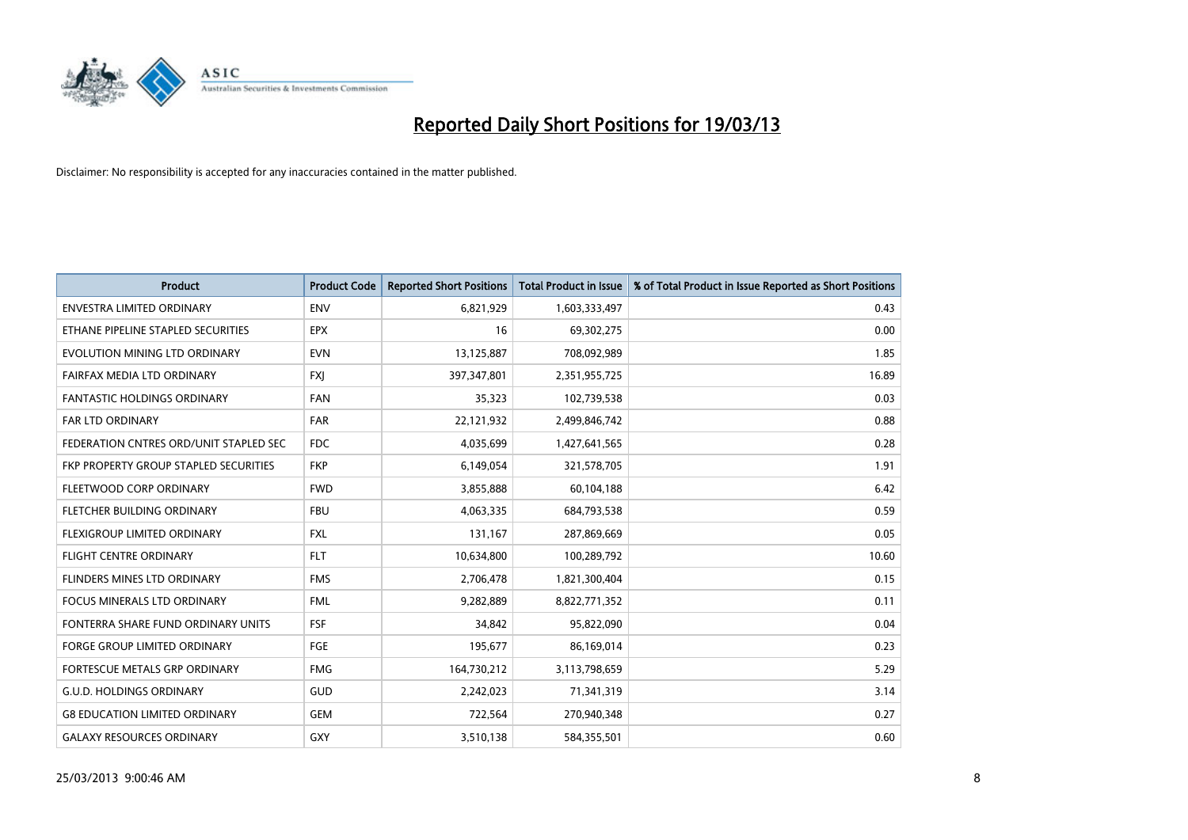# Reported Daily Short Positions for 19/03/13

Disclaimer: No responsibility is accepted for any inaccuracies contained in the matter published.

| Product | Product Code | Reported Short Positions | Total Product in Issue | % of Total Product in Issue Reported as Short Positions |
|---|---|---|---|---|
| ENVESTRA LIMITED ORDINARY | ENV | 6,821,929 | 1,603,333,497 | 0.43 |
| ETHANE PIPELINE STAPLED SECURITIES | EPX | 16 | 69,302,275 | 0.00 |
| EVOLUTION MINING LTD ORDINARY | EVN | 13,125,887 | 708,092,989 | 1.85 |
| FAIRFAX MEDIA LTD ORDINARY | FXJ | 397,347,801 | 2,351,955,725 | 16.89 |
| FANTASTIC HOLDINGS ORDINARY | FAN | 35,323 | 102,739,538 | 0.03 |
| FAR LTD ORDINARY | FAR | 22,121,932 | 2,499,846,742 | 0.88 |
| FEDERATION CNTRES ORD/UNIT STAPLED SEC | FDC | 4,035,699 | 1,427,641,565 | 0.28 |
| FKP PROPERTY GROUP STAPLED SECURITIES | FKP | 6,149,054 | 321,578,705 | 1.91 |
| FLEETWOOD CORP ORDINARY | FWD | 3,855,888 | 60,104,188 | 6.42 |
| FLETCHER BUILDING ORDINARY | FBU | 4,063,335 | 684,793,538 | 0.59 |
| FLEXIGROUP LIMITED ORDINARY | FXL | 131,167 | 287,869,669 | 0.05 |
| FLIGHT CENTRE ORDINARY | FLT | 10,634,800 | 100,289,792 | 10.60 |
| FLINDERS MINES LTD ORDINARY | FMS | 2,706,478 | 1,821,300,404 | 0.15 |
| FOCUS MINERALS LTD ORDINARY | FML | 9,282,889 | 8,822,771,352 | 0.11 |
| FONTERRA SHARE FUND ORDINARY UNITS | FSF | 34,842 | 95,822,090 | 0.04 |
| FORGE GROUP LIMITED ORDINARY | FGE | 195,677 | 86,169,014 | 0.23 |
| FORTESCUE METALS GRP ORDINARY | FMG | 164,730,212 | 3,113,798,659 | 5.29 |
| G.U.D. HOLDINGS ORDINARY | GUD | 2,242,023 | 71,341,319 | 3.14 |
| G8 EDUCATION LIMITED ORDINARY | GEM | 722,564 | 270,940,348 | 0.27 |
| GALAXY RESOURCES ORDINARY | GXY | 3,510,138 | 584,355,501 | 0.60 |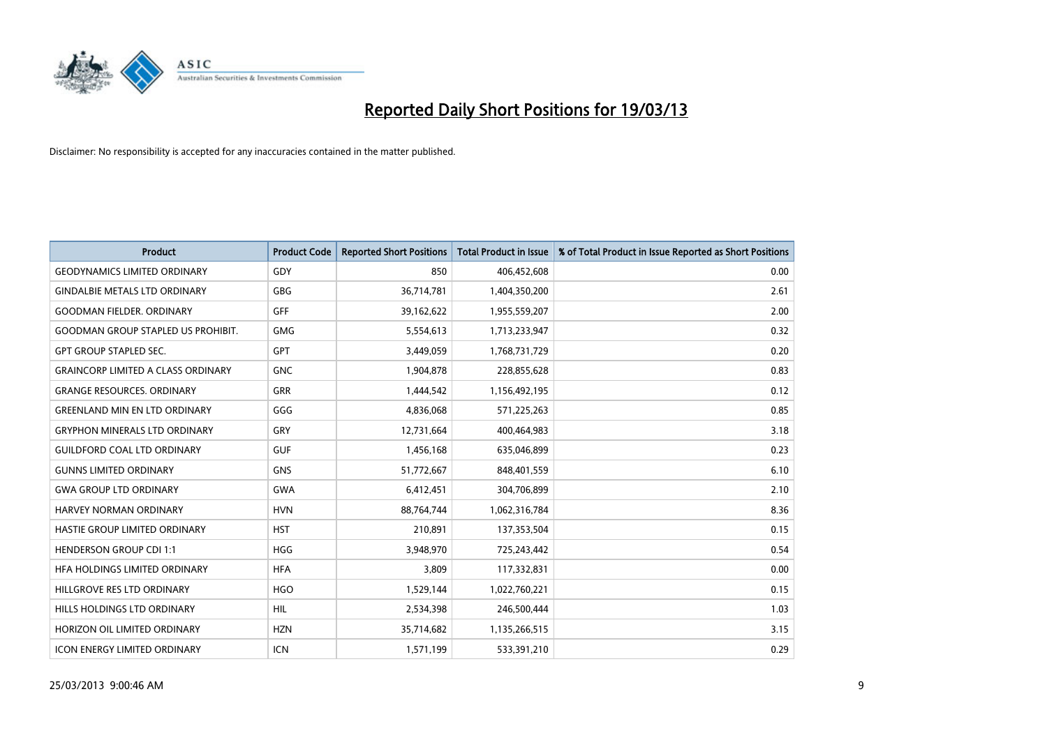# Reported Daily Short Positions for 19/03/13

Disclaimer: No responsibility is accepted for any inaccuracies contained in the matter published.

| Product | Product Code | Reported Short Positions | Total Product in Issue | % of Total Product in Issue Reported as Short Positions |
|---|---|---|---|---|
| GEODYNAMICS LIMITED ORDINARY | GDY | 850 | 406,452,608 | 0.00 |
| GINDALBIE METALS LTD ORDINARY | GBG | 36,714,781 | 1,404,350,200 | 2.61 |
| GOODMAN FIELDER. ORDINARY | GFF | 39,162,622 | 1,955,559,207 | 2.00 |
| GOODMAN GROUP STAPLED US PROHIBIT. | GMG | 5,554,613 | 1,713,233,947 | 0.32 |
| GPT GROUP STAPLED SEC. | GPT | 3,449,059 | 1,768,731,729 | 0.20 |
| GRAINCORP LIMITED A CLASS ORDINARY | GNC | 1,904,878 | 228,855,628 | 0.83 |
| GRANGE RESOURCES. ORDINARY | GRR | 1,444,542 | 1,156,492,195 | 0.12 |
| GREENLAND MIN EN LTD ORDINARY | GGG | 4,836,068 | 571,225,263 | 0.85 |
| GRYPHON MINERALS LTD ORDINARY | GRY | 12,731,664 | 400,464,983 | 3.18 |
| GUILDFORD COAL LTD ORDINARY | GUF | 1,456,168 | 635,046,899 | 0.23 |
| GUNNS LIMITED ORDINARY | GNS | 51,772,667 | 848,401,559 | 6.10 |
| GWA GROUP LTD ORDINARY | GWA | 6,412,451 | 304,706,899 | 2.10 |
| HARVEY NORMAN ORDINARY | HVN | 88,764,744 | 1,062,316,784 | 8.36 |
| HASTIE GROUP LIMITED ORDINARY | HST | 210,891 | 137,353,504 | 0.15 |
| HENDERSON GROUP CDI 1:1 | HGG | 3,948,970 | 725,243,442 | 0.54 |
| HFA HOLDINGS LIMITED ORDINARY | HFA | 3,809 | 117,332,831 | 0.00 |
| HILLGROVE RES LTD ORDINARY | HGO | 1,529,144 | 1,022,760,221 | 0.15 |
| HILLS HOLDINGS LTD ORDINARY | HIL | 2,534,398 | 246,500,444 | 1.03 |
| HORIZON OIL LIMITED ORDINARY | HZN | 35,714,682 | 1,135,266,515 | 3.15 |
| ICON ENERGY LIMITED ORDINARY | ICN | 1,571,199 | 533,391,210 | 0.29 |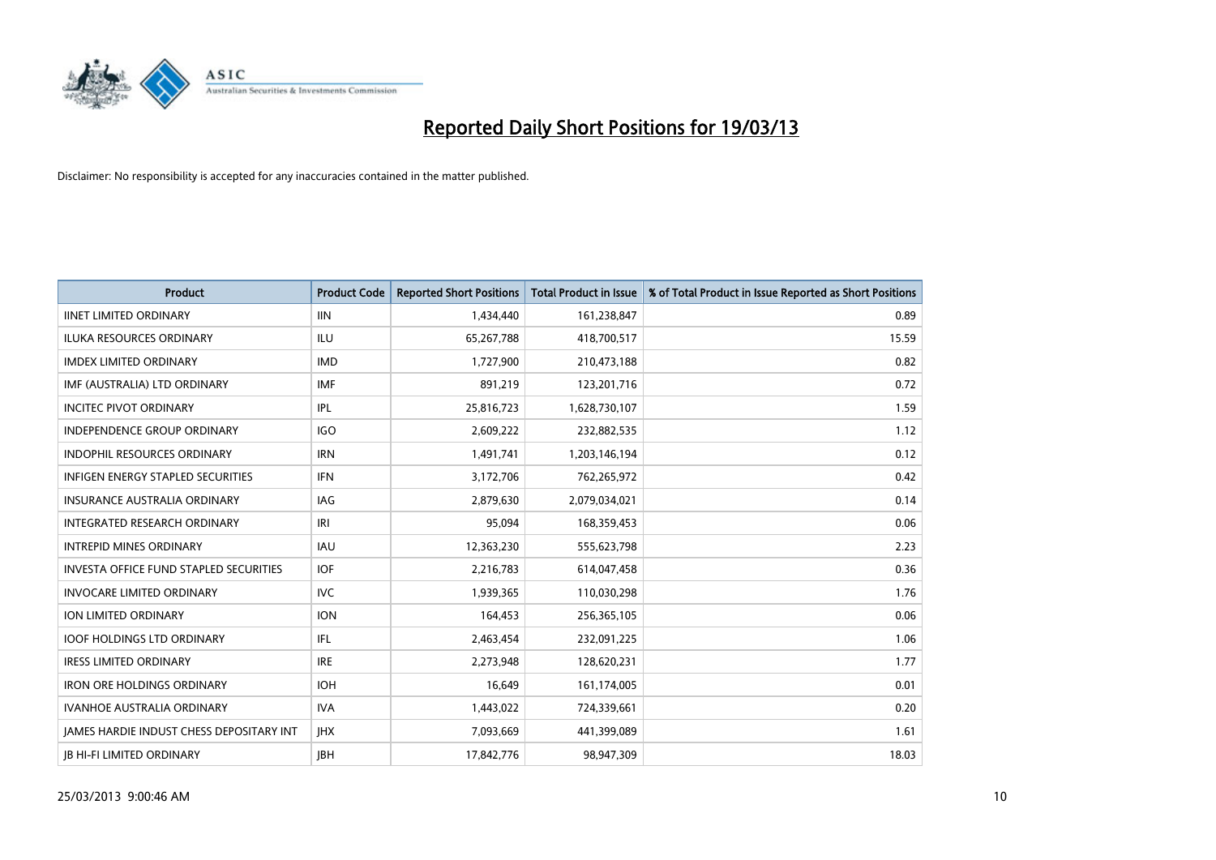# Reported Daily Short Positions for 19/03/13

Disclaimer: No responsibility is accepted for any inaccuracies contained in the matter published.

| Product | Product Code | Reported Short Positions | Total Product in Issue | % of Total Product in Issue Reported as Short Positions |
|---|---|---|---|---|
| IINET LIMITED ORDINARY | IIN | 1,434,440 | 161,238,847 | 0.89 |
| ILUKA RESOURCES ORDINARY | ILU | 65,267,788 | 418,700,517 | 15.59 |
| IMDEX LIMITED ORDINARY | IMD | 1,727,900 | 210,473,188 | 0.82 |
| IMF (AUSTRALIA) LTD ORDINARY | IMF | 891,219 | 123,201,716 | 0.72 |
| INCITEC PIVOT ORDINARY | IPL | 25,816,723 | 1,628,730,107 | 1.59 |
| INDEPENDENCE GROUP ORDINARY | IGO | 2,609,222 | 232,882,535 | 1.12 |
| INDOPHIL RESOURCES ORDINARY | IRN | 1,491,741 | 1,203,146,194 | 0.12 |
| INFIGEN ENERGY STAPLED SECURITIES | IFN | 3,172,706 | 762,265,972 | 0.42 |
| INSURANCE AUSTRALIA ORDINARY | IAG | 2,879,630 | 2,079,034,021 | 0.14 |
| INTEGRATED RESEARCH ORDINARY | IRI | 95,094 | 168,359,453 | 0.06 |
| INTREPID MINES ORDINARY | IAU | 12,363,230 | 555,623,798 | 2.23 |
| INVESTA OFFICE FUND STAPLED SECURITIES | IOF | 2,216,783 | 614,047,458 | 0.36 |
| INVOCARE LIMITED ORDINARY | IVC | 1,939,365 | 110,030,298 | 1.76 |
| ION LIMITED ORDINARY | ION | 164,453 | 256,365,105 | 0.06 |
| IOOF HOLDINGS LTD ORDINARY | IFL | 2,463,454 | 232,091,225 | 1.06 |
| IRESS LIMITED ORDINARY | IRE | 2,273,948 | 128,620,231 | 1.77 |
| IRON ORE HOLDINGS ORDINARY | IOH | 16,649 | 161,174,005 | 0.01 |
| IVANHOE AUSTRALIA ORDINARY | IVA | 1,443,022 | 724,339,661 | 0.20 |
| JAMES HARDIE INDUST CHESS DEPOSITARY INT | JHX | 7,093,669 | 441,399,089 | 1.61 |
| JB HI-FI LIMITED ORDINARY | JBH | 17,842,776 | 98,947,309 | 18.03 |

25/03/2013 9:00:46 AM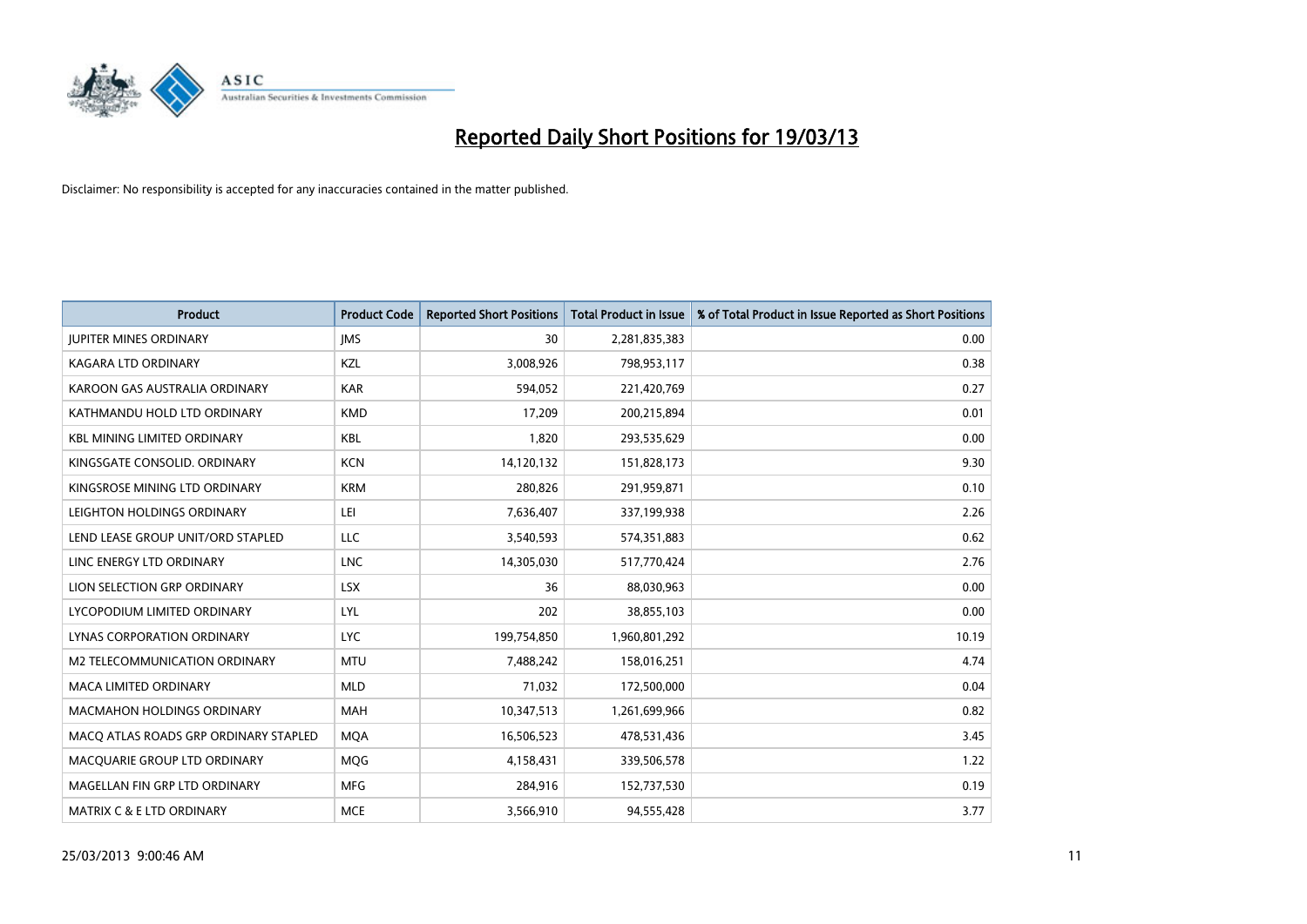# Reported Daily Short Positions for 19/03/13

Disclaimer: No responsibility is accepted for any inaccuracies contained in the matter published.

| Product | Product Code | Reported Short Positions | Total Product in Issue | % of Total Product in Issue Reported as Short Positions |
|---|---|---|---|---|
| JUPITER MINES ORDINARY | JMS | 30 | 2,281,835,383 | 0.00 |
| KAGARA LTD ORDINARY | KZL | 3,008,926 | 798,953,117 | 0.38 |
| KAROON GAS AUSTRALIA ORDINARY | KAR | 594,052 | 221,420,769 | 0.27 |
| KATHMANDU HOLD LTD ORDINARY | KMD | 17,209 | 200,215,894 | 0.01 |
| KBL MINING LIMITED ORDINARY | KBL | 1,820 | 293,535,629 | 0.00 |
| KINGSGATE CONSOLID. ORDINARY | KCN | 14,120,132 | 151,828,173 | 9.30 |
| KINGSROSE MINING LTD ORDINARY | KRM | 280,826 | 291,959,871 | 0.10 |
| LEIGHTON HOLDINGS ORDINARY | LEI | 7,636,407 | 337,199,938 | 2.26 |
| LEND LEASE GROUP UNIT/ORD STAPLED | LLC | 3,540,593 | 574,351,883 | 0.62 |
| LINC ENERGY LTD ORDINARY | LNC | 14,305,030 | 517,770,424 | 2.76 |
| LION SELECTION GRP ORDINARY | LSX | 36 | 88,030,963 | 0.00 |
| LYCOPODIUM LIMITED ORDINARY | LYL | 202 | 38,855,103 | 0.00 |
| LYNAS CORPORATION ORDINARY | LYC | 199,754,850 | 1,960,801,292 | 10.19 |
| M2 TELECOMMUNICATION ORDINARY | MTU | 7,488,242 | 158,016,251 | 4.74 |
| MACA LIMITED ORDINARY | MLD | 71,032 | 172,500,000 | 0.04 |
| MACMAHON HOLDINGS ORDINARY | MAH | 10,347,513 | 1,261,699,966 | 0.82 |
| MACQ ATLAS ROADS GRP ORDINARY STAPLED | MQA | 16,506,523 | 478,531,436 | 3.45 |
| MACQUARIE GROUP LTD ORDINARY | MQG | 4,158,431 | 339,506,578 | 1.22 |
| MAGELLAN FIN GRP LTD ORDINARY | MFG | 284,916 | 152,737,530 | 0.19 |
| MATRIX C & E LTD ORDINARY | MCE | 3,566,910 | 94,555,428 | 3.77 |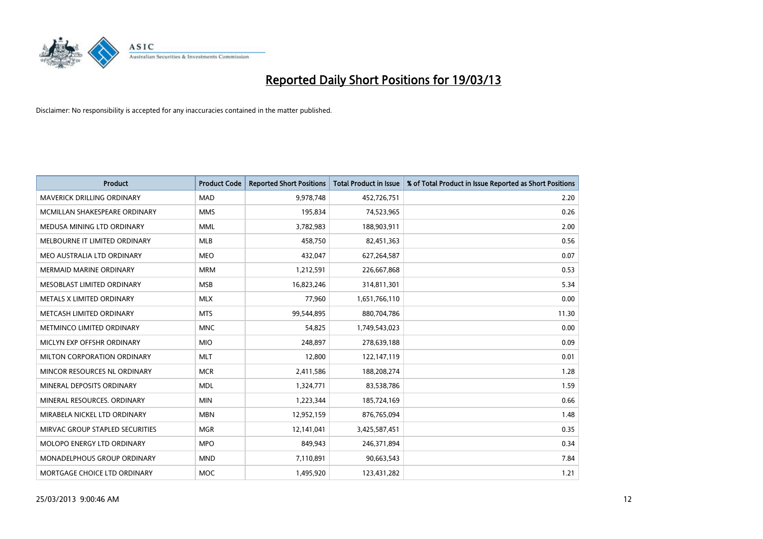# Reported Daily Short Positions for 19/03/13

Disclaimer: No responsibility is accepted for any inaccuracies contained in the matter published.

| Product | Product Code | Reported Short Positions | Total Product in Issue | % of Total Product in Issue Reported as Short Positions |
|---|---|---|---|---|
| MAVERICK DRILLING ORDINARY | MAD | 9,978,748 | 452,726,751 | 2.20 |
| MCMILLAN SHAKESPEARE ORDINARY | MMS | 195,834 | 74,523,965 | 0.26 |
| MEDUSA MINING LTD ORDINARY | MML | 3,782,983 | 188,903,911 | 2.00 |
| MELBOURNE IT LIMITED ORDINARY | MLB | 458,750 | 82,451,363 | 0.56 |
| MEO AUSTRALIA LTD ORDINARY | MEO | 432,047 | 627,264,587 | 0.07 |
| MERMAID MARINE ORDINARY | MRM | 1,212,591 | 226,667,868 | 0.53 |
| MESOBLAST LIMITED ORDINARY | MSB | 16,823,246 | 314,811,301 | 5.34 |
| METALS X LIMITED ORDINARY | MLX | 77,960 | 1,651,766,110 | 0.00 |
| METCASH LIMITED ORDINARY | MTS | 99,544,895 | 880,704,786 | 11.30 |
| METMINCO LIMITED ORDINARY | MNC | 54,825 | 1,749,543,023 | 0.00 |
| MICLYN EXP OFFSHR ORDINARY | MIO | 248,897 | 278,639,188 | 0.09 |
| MILTON CORPORATION ORDINARY | MLT | 12,800 | 122,147,119 | 0.01 |
| MINCOR RESOURCES NL ORDINARY | MCR | 2,411,586 | 188,208,274 | 1.28 |
| MINERAL DEPOSITS ORDINARY | MDL | 1,324,771 | 83,538,786 | 1.59 |
| MINERAL RESOURCES. ORDINARY | MIN | 1,223,344 | 185,724,169 | 0.66 |
| MIRABELA NICKEL LTD ORDINARY | MBN | 12,952,159 | 876,765,094 | 1.48 |
| MIRVAC GROUP STAPLED SECURITIES | MGR | 12,141,041 | 3,425,587,451 | 0.35 |
| MOLOPO ENERGY LTD ORDINARY | MPO | 849,943 | 246,371,894 | 0.34 |
| MONADELPHOUS GROUP ORDINARY | MND | 7,110,891 | 90,663,543 | 7.84 |
| MORTGAGE CHOICE LTD ORDINARY | MOC | 1,495,920 | 123,431,282 | 1.21 |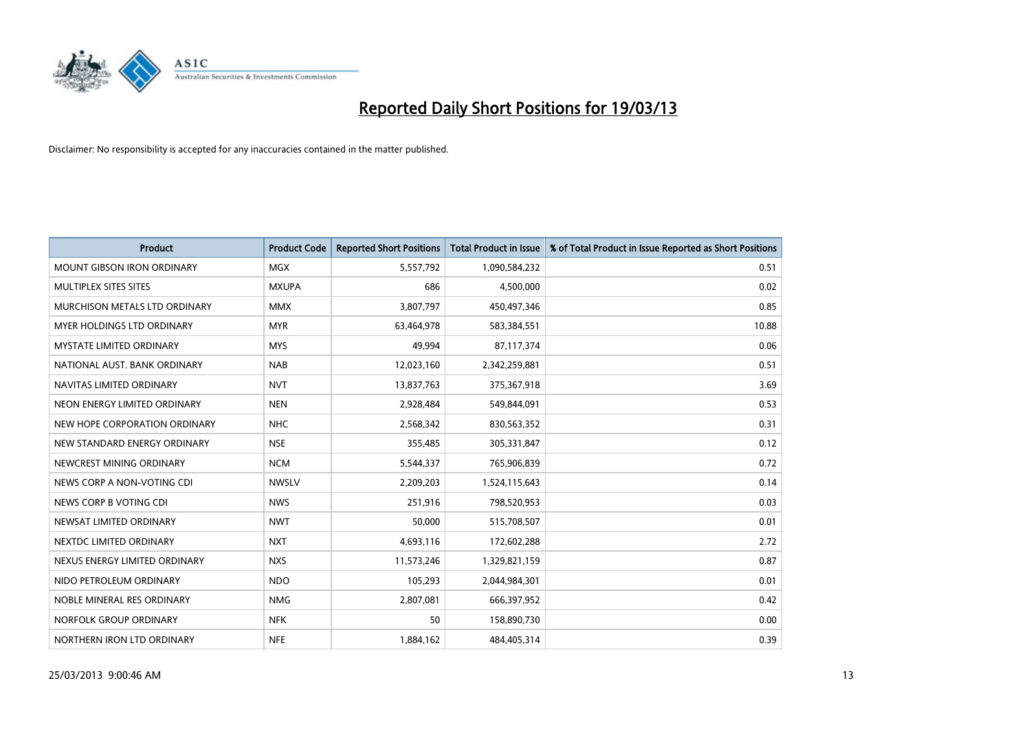# Reported Daily Short Positions for 19/03/13

Disclaimer: No responsibility is accepted for any inaccuracies contained in the matter published.

| Product | Product Code | Reported Short Positions | Total Product in Issue | % of Total Product in Issue Reported as Short Positions |
|---|---|---|---|---|
| MOUNT GIBSON IRON ORDINARY | MGX | 5,557,792 | 1,090,584,232 | 0.51 |
| MULTIPLEX SITES SITES | MXUPA | 686 | 4,500,000 | 0.02 |
| MURCHISON METALS LTD ORDINARY | MMX | 3,807,797 | 450,497,346 | 0.85 |
| MYER HOLDINGS LTD ORDINARY | MYR | 63,464,978 | 583,384,551 | 10.88 |
| MYSTATE LIMITED ORDINARY | MYS | 49,994 | 87,117,374 | 0.06 |
| NATIONAL AUST. BANK ORDINARY | NAB | 12,023,160 | 2,342,259,881 | 0.51 |
| NAVITAS LIMITED ORDINARY | NVT | 13,837,763 | 375,367,918 | 3.69 |
| NEON ENERGY LIMITED ORDINARY | NEN | 2,928,484 | 549,844,091 | 0.53 |
| NEW HOPE CORPORATION ORDINARY | NHC | 2,568,342 | 830,563,352 | 0.31 |
| NEW STANDARD ENERGY ORDINARY | NSE | 355,485 | 305,331,847 | 0.12 |
| NEWCREST MINING ORDINARY | NCM | 5,544,337 | 765,906,839 | 0.72 |
| NEWS CORP A NON-VOTING CDI | NWSLV | 2,209,203 | 1,524,115,643 | 0.14 |
| NEWS CORP B VOTING CDI | NWS | 251,916 | 798,520,953 | 0.03 |
| NEWSAT LIMITED ORDINARY | NWT | 50,000 | 515,708,507 | 0.01 |
| NEXTDC LIMITED ORDINARY | NXT | 4,693,116 | 172,602,288 | 2.72 |
| NEXUS ENERGY LIMITED ORDINARY | NXS | 11,573,246 | 1,329,821,159 | 0.87 |
| NIDO PETROLEUM ORDINARY | NDO | 105,293 | 2,044,984,301 | 0.01 |
| NOBLE MINERAL RES ORDINARY | NMG | 2,807,081 | 666,397,952 | 0.42 |
| NORFOLK GROUP ORDINARY | NFK | 50 | 158,890,730 | 0.00 |
| NORTHERN IRON LTD ORDINARY | NFE | 1,884,162 | 484,405,314 | 0.39 |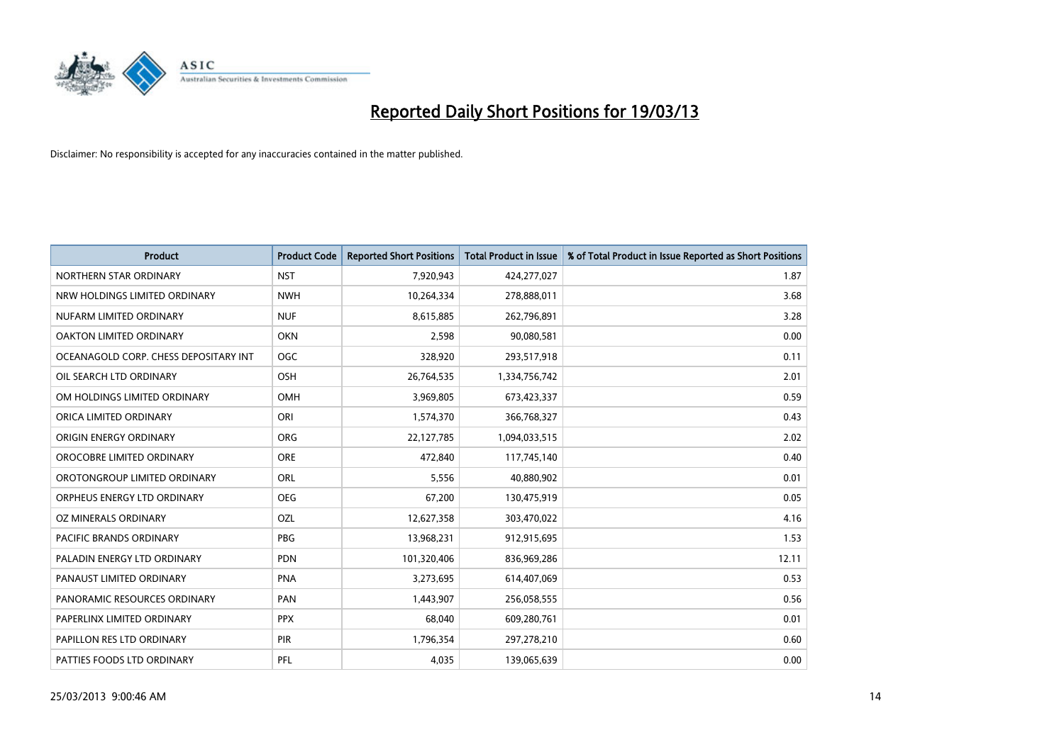# Reported Daily Short Positions for 19/03/13

Disclaimer: No responsibility is accepted for any inaccuracies contained in the matter published.

| Product | Product Code | Reported Short Positions | Total Product in Issue | % of Total Product in Issue Reported as Short Positions |
|---|---|---|---|---|
| NORTHERN STAR ORDINARY | NST | 7,920,943 | 424,277,027 | 1.87 |
| NRW HOLDINGS LIMITED ORDINARY | NWH | 10,264,334 | 278,888,011 | 3.68 |
| NUFARM LIMITED ORDINARY | NUF | 8,615,885 | 262,796,891 | 3.28 |
| OAKTON LIMITED ORDINARY | OKN | 2,598 | 90,080,581 | 0.00 |
| OCEANAGOLD CORP. CHESS DEPOSITARY INT | OGC | 328,920 | 293,517,918 | 0.11 |
| OIL SEARCH LTD ORDINARY | OSH | 26,764,535 | 1,334,756,742 | 2.01 |
| OM HOLDINGS LIMITED ORDINARY | OMH | 3,969,805 | 673,423,337 | 0.59 |
| ORICA LIMITED ORDINARY | ORI | 1,574,370 | 366,768,327 | 0.43 |
| ORIGIN ENERGY ORDINARY | ORG | 22,127,785 | 1,094,033,515 | 2.02 |
| OROCOBRE LIMITED ORDINARY | ORE | 472,840 | 117,745,140 | 0.40 |
| OROTONGROUP LIMITED ORDINARY | ORL | 5,556 | 40,880,902 | 0.01 |
| ORPHEUS ENERGY LTD ORDINARY | OEG | 67,200 | 130,475,919 | 0.05 |
| OZ MINERALS ORDINARY | OZL | 12,627,358 | 303,470,022 | 4.16 |
| PACIFIC BRANDS ORDINARY | PBG | 13,968,231 | 912,915,695 | 1.53 |
| PALADIN ENERGY LTD ORDINARY | PDN | 101,320,406 | 836,969,286 | 12.11 |
| PANAUST LIMITED ORDINARY | PNA | 3,273,695 | 614,407,069 | 0.53 |
| PANORAMIC RESOURCES ORDINARY | PAN | 1,443,907 | 256,058,555 | 0.56 |
| PAPERLINX LIMITED ORDINARY | PPX | 68,040 | 609,280,761 | 0.01 |
| PAPILLON RES LTD ORDINARY | PIR | 1,796,354 | 297,278,210 | 0.60 |
| PATTIES FOODS LTD ORDINARY | PFL | 4,035 | 139,065,639 | 0.00 |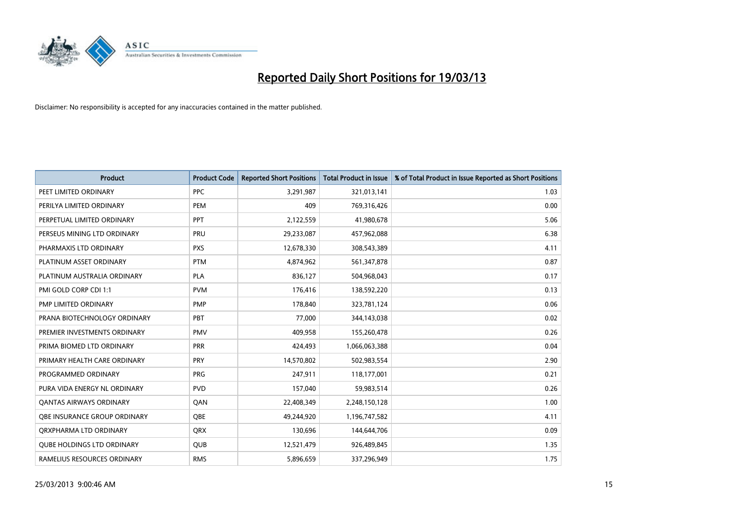# Reported Daily Short Positions for 19/03/13

Disclaimer: No responsibility is accepted for any inaccuracies contained in the matter published.

| Product | Product Code | Reported Short Positions | Total Product in Issue | % of Total Product in Issue Reported as Short Positions |
|---|---|---|---|---|
| PEET LIMITED ORDINARY | PPC | 3,291,987 | 321,013,141 | 1.03 |
| PERILYA LIMITED ORDINARY | PEM | 409 | 769,316,426 | 0.00 |
| PERPETUAL LIMITED ORDINARY | PPT | 2,122,559 | 41,980,678 | 5.06 |
| PERSEUS MINING LTD ORDINARY | PRU | 29,233,087 | 457,962,088 | 6.38 |
| PHARMAXIS LTD ORDINARY | PXS | 12,678,330 | 308,543,389 | 4.11 |
| PLATINUM ASSET ORDINARY | PTM | 4,874,962 | 561,347,878 | 0.87 |
| PLATINUM AUSTRALIA ORDINARY | PLA | 836,127 | 504,968,043 | 0.17 |
| PMI GOLD CORP CDI 1:1 | PVM | 176,416 | 138,592,220 | 0.13 |
| PMP LIMITED ORDINARY | PMP | 178,840 | 323,781,124 | 0.06 |
| PRANA BIOTECHNOLOGY ORDINARY | PBT | 77,000 | 344,143,038 | 0.02 |
| PREMIER INVESTMENTS ORDINARY | PMV | 409,958 | 155,260,478 | 0.26 |
| PRIMA BIOMED LTD ORDINARY | PRR | 424,493 | 1,066,063,388 | 0.04 |
| PRIMARY HEALTH CARE ORDINARY | PRY | 14,570,802 | 502,983,554 | 2.90 |
| PROGRAMMED ORDINARY | PRG | 247,911 | 118,177,001 | 0.21 |
| PURA VIDA ENERGY NL ORDINARY | PVD | 157,040 | 59,983,514 | 0.26 |
| QANTAS AIRWAYS ORDINARY | QAN | 22,408,349 | 2,248,150,128 | 1.00 |
| QBE INSURANCE GROUP ORDINARY | QBE | 49,244,920 | 1,196,747,582 | 4.11 |
| QRXPHARMA LTD ORDINARY | QRX | 130,696 | 144,644,706 | 0.09 |
| QUBE HOLDINGS LTD ORDINARY | QUB | 12,521,479 | 926,489,845 | 1.35 |
| RAMELIUS RESOURCES ORDINARY | RMS | 5,896,659 | 337,296,949 | 1.75 |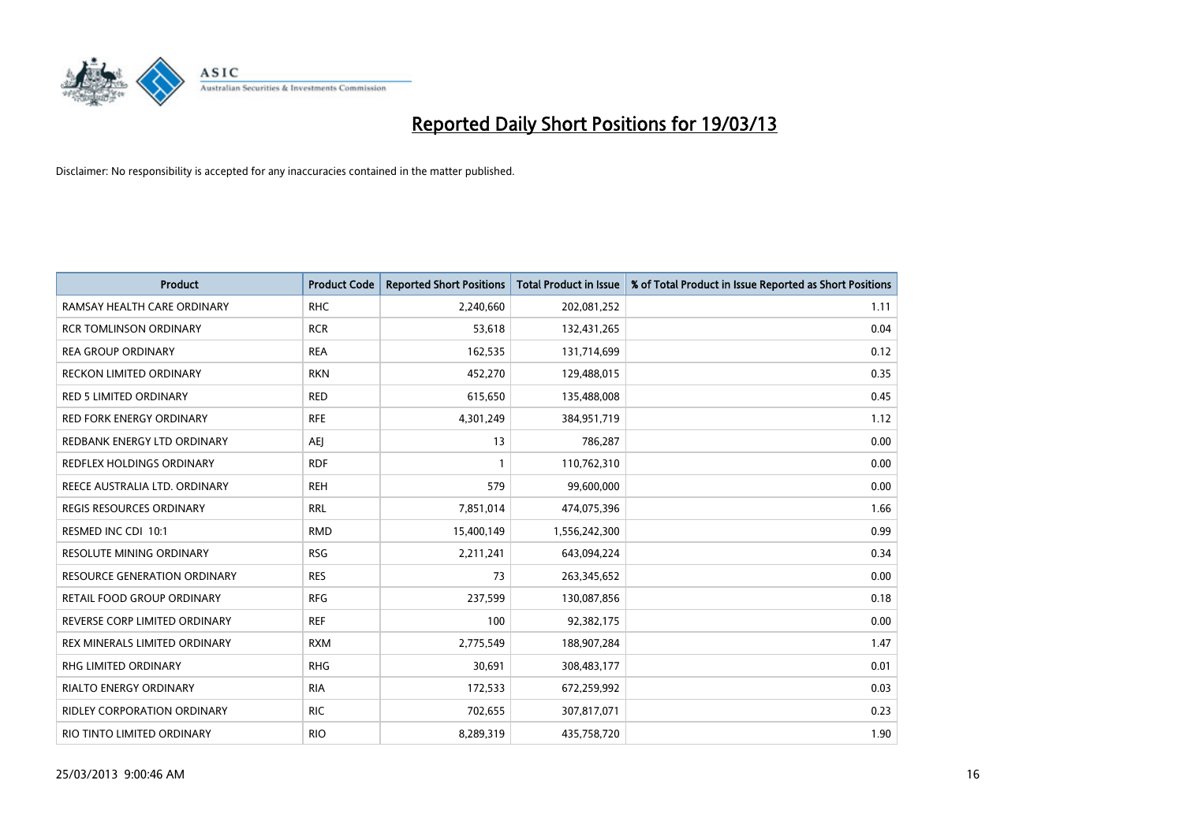# Reported Daily Short Positions for 19/03/13

Disclaimer: No responsibility is accepted for any inaccuracies contained in the matter published.

| Product | Product Code | Reported Short Positions | Total Product in Issue | % of Total Product in Issue Reported as Short Positions |
|---|---|---|---|---|
| RAMSAY HEALTH CARE ORDINARY | RHC | 2,240,660 | 202,081,252 | 1.11 |
| RCR TOMLINSON ORDINARY | RCR | 53,618 | 132,431,265 | 0.04 |
| REA GROUP ORDINARY | REA | 162,535 | 131,714,699 | 0.12 |
| RECKON LIMITED ORDINARY | RKN | 452,270 | 129,488,015 | 0.35 |
| RED 5 LIMITED ORDINARY | RED | 615,650 | 135,488,008 | 0.45 |
| RED FORK ENERGY ORDINARY | RFE | 4,301,249 | 384,951,719 | 1.12 |
| REDBANK ENERGY LTD ORDINARY | AEJ | 13 | 786,287 | 0.00 |
| REDFLEX HOLDINGS ORDINARY | RDF | 1 | 110,762,310 | 0.00 |
| REECE AUSTRALIA LTD. ORDINARY | REH | 579 | 99,600,000 | 0.00 |
| REGIS RESOURCES ORDINARY | RRL | 7,851,014 | 474,075,396 | 1.66 |
| RESMED INC CDI 10:1 | RMD | 15,400,149 | 1,556,242,300 | 0.99 |
| RESOLUTE MINING ORDINARY | RSG | 2,211,241 | 643,094,224 | 0.34 |
| RESOURCE GENERATION ORDINARY | RES | 73 | 263,345,652 | 0.00 |
| RETAIL FOOD GROUP ORDINARY | RFG | 237,599 | 130,087,856 | 0.18 |
| REVERSE CORP LIMITED ORDINARY | REF | 100 | 92,382,175 | 0.00 |
| REX MINERALS LIMITED ORDINARY | RXM | 2,775,549 | 188,907,284 | 1.47 |
| RHG LIMITED ORDINARY | RHG | 30,691 | 308,483,177 | 0.01 |
| RIALTO ENERGY ORDINARY | RIA | 172,533 | 672,259,992 | 0.03 |
| RIDLEY CORPORATION ORDINARY | RIC | 702,655 | 307,817,071 | 0.23 |
| RIO TINTO LIMITED ORDINARY | RIO | 8,289,319 | 435,758,720 | 1.90 |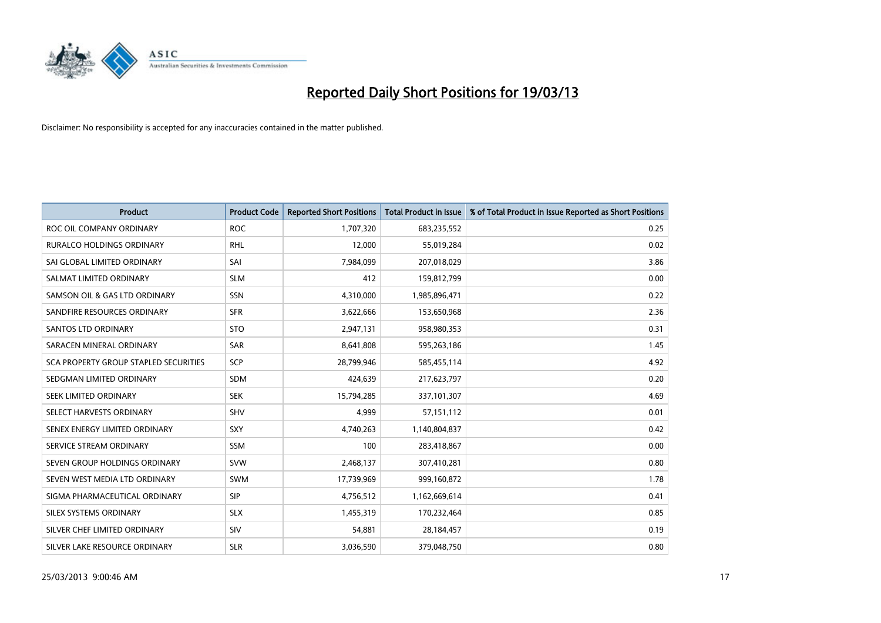# Reported Daily Short Positions for 19/03/13

Disclaimer: No responsibility is accepted for any inaccuracies contained in the matter published.

| Product | Product Code | Reported Short Positions | Total Product in Issue | % of Total Product in Issue Reported as Short Positions |
|---|---|---|---|---|
| ROC OIL COMPANY ORDINARY | ROC | 1,707,320 | 683,235,552 | 0.25 |
| RURALCO HOLDINGS ORDINARY | RHL | 12,000 | 55,019,284 | 0.02 |
| SAI GLOBAL LIMITED ORDINARY | SAI | 7,984,099 | 207,018,029 | 3.86 |
| SALMAT LIMITED ORDINARY | SLM | 412 | 159,812,799 | 0.00 |
| SAMSON OIL & GAS LTD ORDINARY | SSN | 4,310,000 | 1,985,896,471 | 0.22 |
| SANDFIRE RESOURCES ORDINARY | SFR | 3,622,666 | 153,650,968 | 2.36 |
| SANTOS LTD ORDINARY | STO | 2,947,131 | 958,980,353 | 0.31 |
| SARACEN MINERAL ORDINARY | SAR | 8,641,808 | 595,263,186 | 1.45 |
| SCA PROPERTY GROUP STAPLED SECURITIES | SCP | 28,799,946 | 585,455,114 | 4.92 |
| SEDGMAN LIMITED ORDINARY | SDM | 424,639 | 217,623,797 | 0.20 |
| SEEK LIMITED ORDINARY | SEK | 15,794,285 | 337,101,307 | 4.69 |
| SELECT HARVESTS ORDINARY | SHV | 4,999 | 57,151,112 | 0.01 |
| SENEX ENERGY LIMITED ORDINARY | SXY | 4,740,263 | 1,140,804,837 | 0.42 |
| SERVICE STREAM ORDINARY | SSM | 100 | 283,418,867 | 0.00 |
| SEVEN GROUP HOLDINGS ORDINARY | SVW | 2,468,137 | 307,410,281 | 0.80 |
| SEVEN WEST MEDIA LTD ORDINARY | SWM | 17,739,969 | 999,160,872 | 1.78 |
| SIGMA PHARMACEUTICAL ORDINARY | SIP | 4,756,512 | 1,162,669,614 | 0.41 |
| SILEX SYSTEMS ORDINARY | SLX | 1,455,319 | 170,232,464 | 0.85 |
| SILVER CHEF LIMITED ORDINARY | SIV | 54,881 | 28,184,457 | 0.19 |
| SILVER LAKE RESOURCE ORDINARY | SLR | 3,036,590 | 379,048,750 | 0.80 |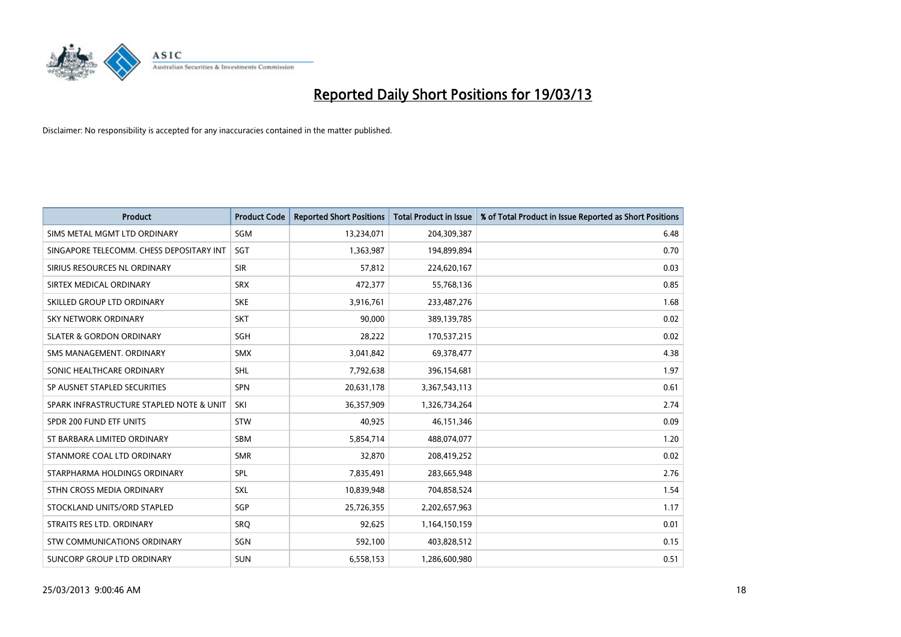# Reported Daily Short Positions for 19/03/13

Disclaimer: No responsibility is accepted for any inaccuracies contained in the matter published.

| Product | Product Code | Reported Short Positions | Total Product in Issue | % of Total Product in Issue Reported as Short Positions |
| --- | --- | --- | --- | --- |
| SIMS METAL MGMT LTD ORDINARY | SGM | 13,234,071 | 204,309,387 | 6.48 |
| SINGAPORE TELECOMM. CHESS DEPOSITARY INT | SGT | 1,363,987 | 194,899,894 | 0.70 |
| SIRIUS RESOURCES NL ORDINARY | SIR | 57,812 | 224,620,167 | 0.03 |
| SIRTEX MEDICAL ORDINARY | SRX | 472,377 | 55,768,136 | 0.85 |
| SKILLED GROUP LTD ORDINARY | SKE | 3,916,761 | 233,487,276 | 1.68 |
| SKY NETWORK ORDINARY | SKT | 90,000 | 389,139,785 | 0.02 |
| SLATER & GORDON ORDINARY | SGH | 28,222 | 170,537,215 | 0.02 |
| SMS MANAGEMENT. ORDINARY | SMX | 3,041,842 | 69,378,477 | 4.38 |
| SONIC HEALTHCARE ORDINARY | SHL | 7,792,638 | 396,154,681 | 1.97 |
| SP AUSNET STAPLED SECURITIES | SPN | 20,631,178 | 3,367,543,113 | 0.61 |
| SPARK INFRASTRUCTURE STAPLED NOTE & UNIT | SKI | 36,357,909 | 1,326,734,264 | 2.74 |
| SPDR 200 FUND ETF UNITS | STW | 40,925 | 46,151,346 | 0.09 |
| ST BARBARA LIMITED ORDINARY | SBM | 5,854,714 | 488,074,077 | 1.20 |
| STANMORE COAL LTD ORDINARY | SMR | 32,870 | 208,419,252 | 0.02 |
| STARPHARMA HOLDINGS ORDINARY | SPL | 7,835,491 | 283,665,948 | 2.76 |
| STHN CROSS MEDIA ORDINARY | SXL | 10,839,948 | 704,858,524 | 1.54 |
| STOCKLAND UNITS/ORD STAPLED | SGP | 25,726,355 | 2,202,657,963 | 1.17 |
| STRAITS RES LTD. ORDINARY | SRQ | 92,625 | 1,164,150,159 | 0.01 |
| STW COMMUNICATIONS ORDINARY | SGN | 592,100 | 403,828,512 | 0.15 |
| SUNCORP GROUP LTD ORDINARY | SUN | 6,558,153 | 1,286,600,980 | 0.51 |

25/03/2013 9:00:46 AM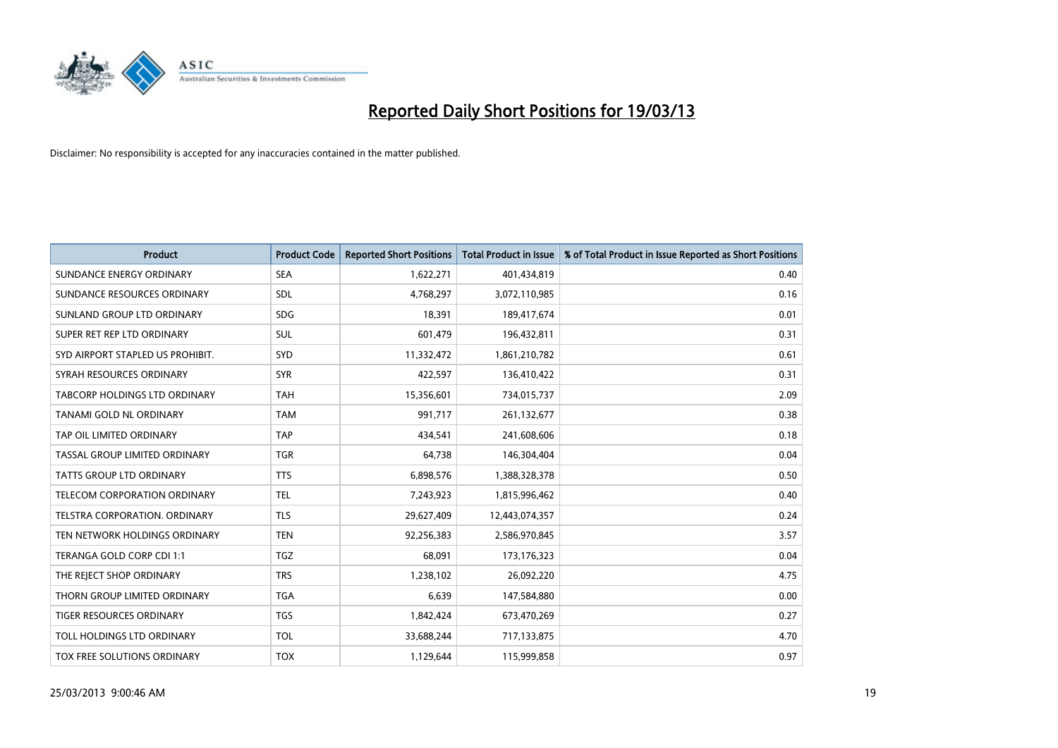# Reported Daily Short Positions for 19/03/13

Disclaimer: No responsibility is accepted for any inaccuracies contained in the matter published.

| Product | Product Code | Reported Short Positions | Total Product in Issue | % of Total Product in Issue Reported as Short Positions |
|---|---|---|---|---|
| SUNDANCE ENERGY ORDINARY | SEA | 1,622,271 | 401,434,819 | 0.40 |
| SUNDANCE RESOURCES ORDINARY | SDL | 4,768,297 | 3,072,110,985 | 0.16 |
| SUNLAND GROUP LTD ORDINARY | SDG | 18,391 | 189,417,674 | 0.01 |
| SUPER RET REP LTD ORDINARY | SUL | 601,479 | 196,432,811 | 0.31 |
| SYD AIRPORT STAPLED US PROHIBIT. | SYD | 11,332,472 | 1,861,210,782 | 0.61 |
| SYRAH RESOURCES ORDINARY | SYR | 422,597 | 136,410,422 | 0.31 |
| TABCORP HOLDINGS LTD ORDINARY | TAH | 15,356,601 | 734,015,737 | 2.09 |
| TANAMI GOLD NL ORDINARY | TAM | 991,717 | 261,132,677 | 0.38 |
| TAP OIL LIMITED ORDINARY | TAP | 434,541 | 241,608,606 | 0.18 |
| TASSAL GROUP LIMITED ORDINARY | TGR | 64,738 | 146,304,404 | 0.04 |
| TATTS GROUP LTD ORDINARY | TTS | 6,898,576 | 1,388,328,378 | 0.50 |
| TELECOM CORPORATION ORDINARY | TEL | 7,243,923 | 1,815,996,462 | 0.40 |
| TELSTRA CORPORATION. ORDINARY | TLS | 29,627,409 | 12,443,074,357 | 0.24 |
| TEN NETWORK HOLDINGS ORDINARY | TEN | 92,256,383 | 2,586,970,845 | 3.57 |
| TERANGA GOLD CORP CDI 1:1 | TGZ | 68,091 | 173,176,323 | 0.04 |
| THE REJECT SHOP ORDINARY | TRS | 1,238,102 | 26,092,220 | 4.75 |
| THORN GROUP LIMITED ORDINARY | TGA | 6,639 | 147,584,880 | 0.00 |
| TIGER RESOURCES ORDINARY | TGS | 1,842,424 | 673,470,269 | 0.27 |
| TOLL HOLDINGS LTD ORDINARY | TOL | 33,688,244 | 717,133,875 | 4.70 |
| TOX FREE SOLUTIONS ORDINARY | TOX | 1,129,644 | 115,999,858 | 0.97 |

25/03/2013 9:00:46 AM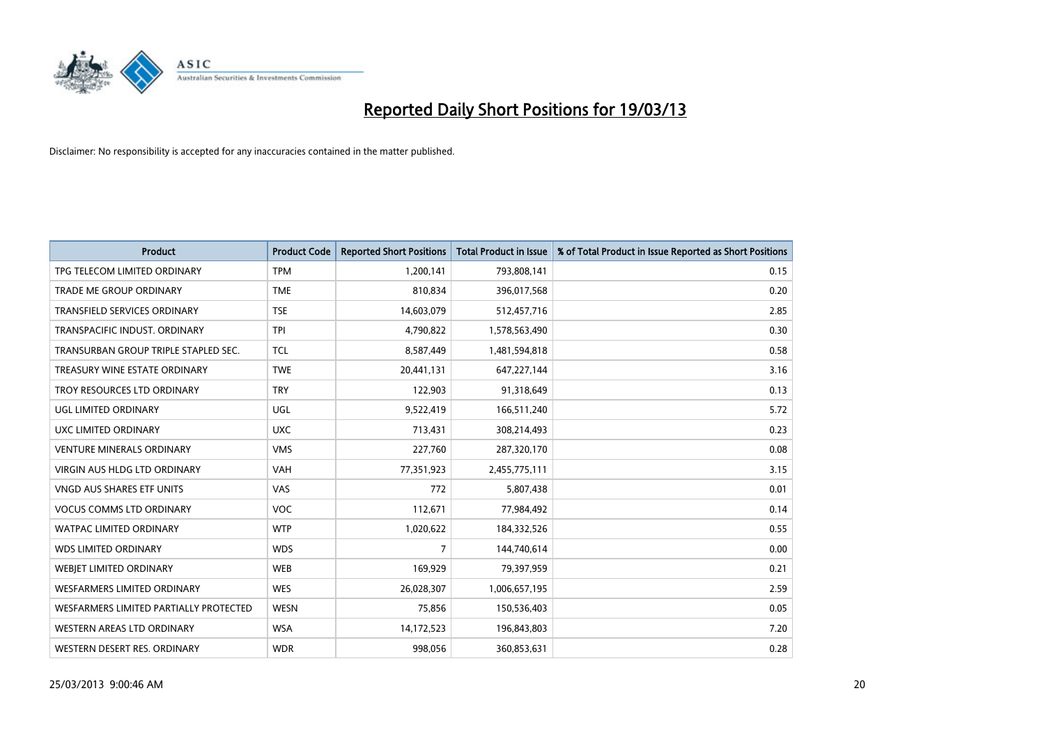# Reported Daily Short Positions for 19/03/13

Disclaimer: No responsibility is accepted for any inaccuracies contained in the matter published.

| Product | Product Code | Reported Short Positions | Total Product in Issue | % of Total Product in Issue Reported as Short Positions |
|---|---|---|---|---|
| TPG TELECOM LIMITED ORDINARY | TPM | 1,200,141 | 793,808,141 | 0.15 |
| TRADE ME GROUP ORDINARY | TME | 810,834 | 396,017,568 | 0.20 |
| TRANSFIELD SERVICES ORDINARY | TSE | 14,603,079 | 512,457,716 | 2.85 |
| TRANSPACIFIC INDUST. ORDINARY | TPI | 4,790,822 | 1,578,563,490 | 0.30 |
| TRANSURBAN GROUP TRIPLE STAPLED SEC. | TCL | 8,587,449 | 1,481,594,818 | 0.58 |
| TREASURY WINE ESTATE ORDINARY | TWE | 20,441,131 | 647,227,144 | 3.16 |
| TROY RESOURCES LTD ORDINARY | TRY | 122,903 | 91,318,649 | 0.13 |
| UGL LIMITED ORDINARY | UGL | 9,522,419 | 166,511,240 | 5.72 |
| UXC LIMITED ORDINARY | UXC | 713,431 | 308,214,493 | 0.23 |
| VENTURE MINERALS ORDINARY | VMS | 227,760 | 287,320,170 | 0.08 |
| VIRGIN AUS HLDG LTD ORDINARY | VAH | 77,351,923 | 2,455,775,111 | 3.15 |
| VNGD AUS SHARES ETF UNITS | VAS | 772 | 5,807,438 | 0.01 |
| VOCUS COMMS LTD ORDINARY | VOC | 112,671 | 77,984,492 | 0.14 |
| WATPAC LIMITED ORDINARY | WTP | 1,020,622 | 184,332,526 | 0.55 |
| WDS LIMITED ORDINARY | WDS | 7 | 144,740,614 | 0.00 |
| WEBJET LIMITED ORDINARY | WEB | 169,929 | 79,397,959 | 0.21 |
| WESFARMERS LIMITED ORDINARY | WES | 26,028,307 | 1,006,657,195 | 2.59 |
| WESFARMERS LIMITED PARTIALLY PROTECTED | WESN | 75,856 | 150,536,403 | 0.05 |
| WESTERN AREAS LTD ORDINARY | WSA | 14,172,523 | 196,843,803 | 7.20 |
| WESTERN DESERT RES. ORDINARY | WDR | 998,056 | 360,853,631 | 0.28 |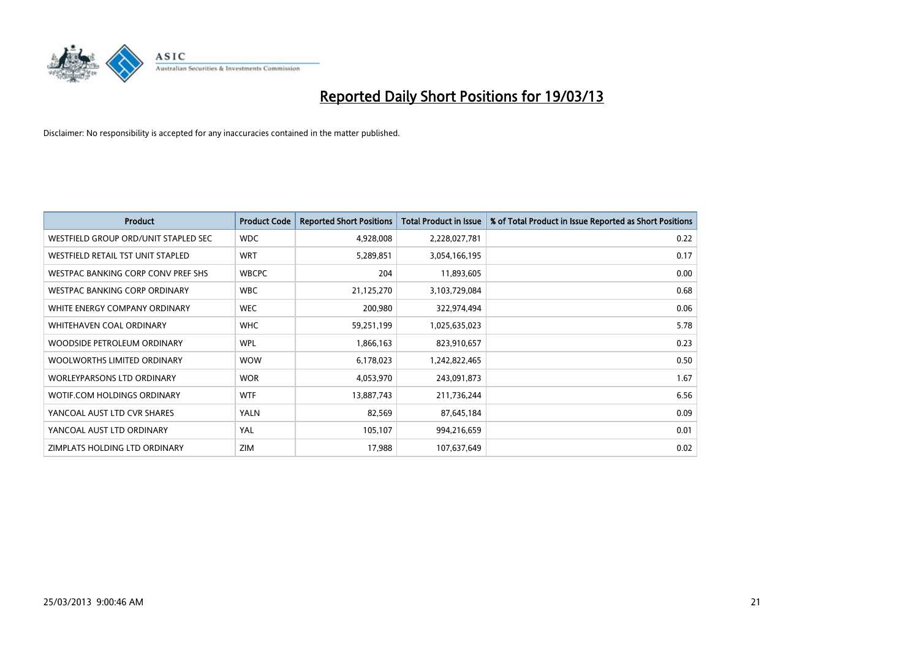# Reported Daily Short Positions for 19/03/13

Disclaimer: No responsibility is accepted for any inaccuracies contained in the matter published.

| Product | Product Code | Reported Short Positions | Total Product in Issue | % of Total Product in Issue Reported as Short Positions |
|---|---|---|---|---|
| WESTFIELD GROUP ORD/UNIT STAPLED SEC | WDC | 4,928,008 | 2,228,027,781 | 0.22 |
| WESTFIELD RETAIL TST UNIT STAPLED | WRT | 5,289,851 | 3,054,166,195 | 0.17 |
| WESTPAC BANKING CORP CONV PREF SHS | WBCPC | 204 | 11,893,605 | 0.00 |
| WESTPAC BANKING CORP ORDINARY | WBC | 21,125,270 | 3,103,729,084 | 0.68 |
| WHITE ENERGY COMPANY ORDINARY | WEC | 200,980 | 322,974,494 | 0.06 |
| WHITEHAVEN COAL ORDINARY | WHC | 59,251,199 | 1,025,635,023 | 5.78 |
| WOODSIDE PETROLEUM ORDINARY | WPL | 1,866,163 | 823,910,657 | 0.23 |
| WOOLWORTHS LIMITED ORDINARY | WOW | 6,178,023 | 1,242,822,465 | 0.50 |
| WORLEYPARSONS LTD ORDINARY | WOR | 4,053,970 | 243,091,873 | 1.67 |
| WOTIF.COM HOLDINGS ORDINARY | WTF | 13,887,743 | 211,736,244 | 6.56 |
| YANCOAL AUST LTD CVR SHARES | YALN | 82,569 | 87,645,184 | 0.09 |
| YANCOAL AUST LTD ORDINARY | YAL | 105,107 | 994,216,659 | 0.01 |
| ZIMPLATS HOLDING LTD ORDINARY | ZIM | 17,988 | 107,637,649 | 0.02 |